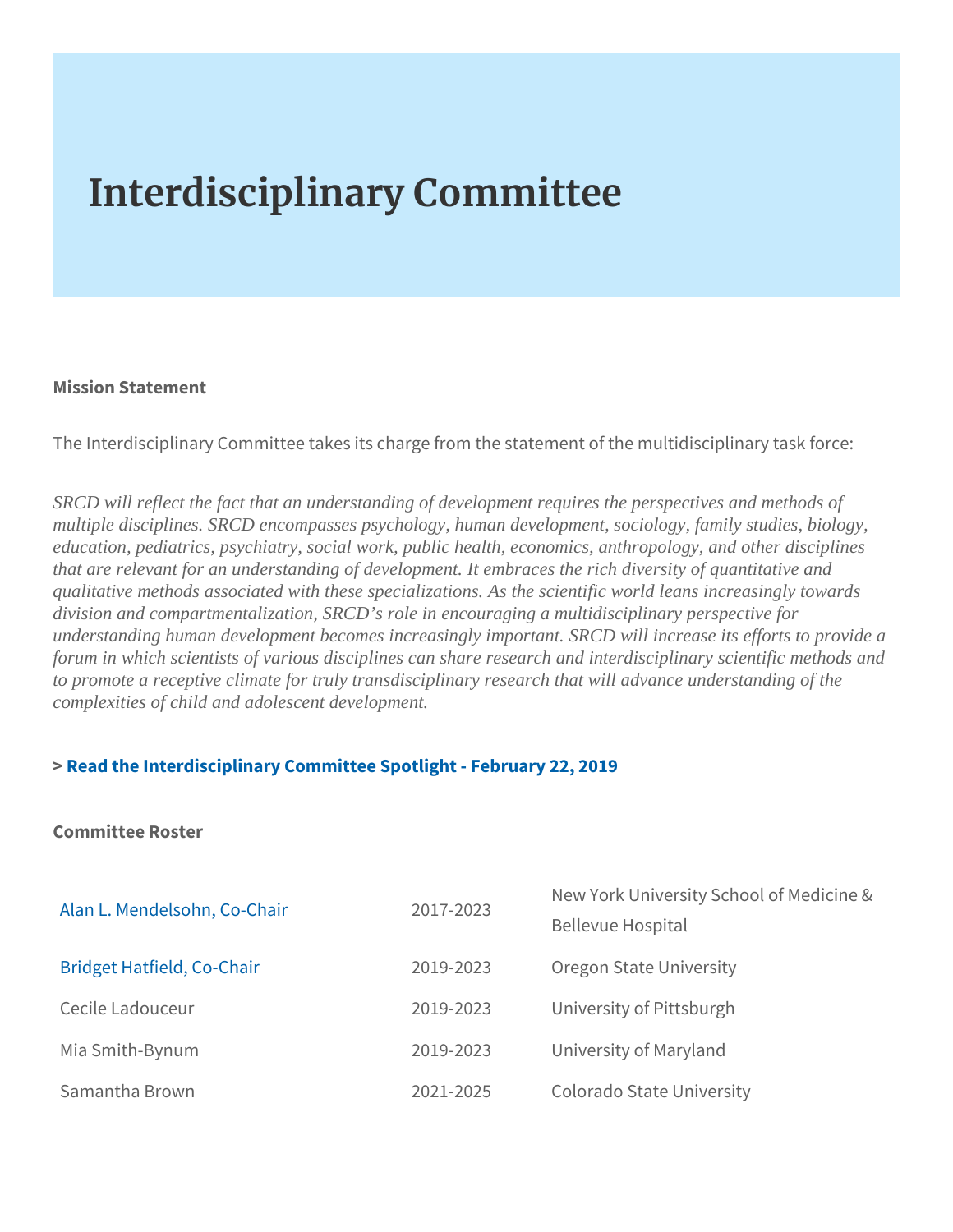# Interdisciplinary Committee

**Mission Statement**

The Interdisciplinary Committee takes its charge from the statement of the multidisciplinary task force:

*SRCD will reflect the fact that an understanding of development requires the perspectives and methods of multiple disciplines. SRCD encompasses psychology, human development, sociology, family studies, biology, education, pediatrics, psychiatry, social work, public health, economics, anthropology, and other disciplines that are relevant for an understanding of development. It embraces the rich diversity of quantitative and qualitative methods associated with these specializations. As the scientific world leans increasingly towards division and compartmentalization, SRCD's role in encouraging a multidisciplinary perspective for understanding human development becomes increasingly important. SRCD will increase its efforts to provide a forum in which scientists of various disciplines can share research and interdisciplinary scientific methods and to promote a receptive climate for truly transdisciplinary research that will advance understanding of the complexities of child and adolescent development.*

> **Read the Interdisciplinary Committee Spotlight - February 22, 2019**

**Committee Roster**

| | | |
|---|---|---|
| Alan L. Mendelsohn, Co-Chair | 2017-2023 | New York University School of Medicine & Bellevue Hospital |
| Bridget Hatfield, Co-Chair | 2019-2023 | Oregon State University |
| Cecile Ladouceur | 2019-2023 | University of Pittsburgh |
| Mia Smith-Bynum | 2019-2023 | University of Maryland |
| Samantha Brown | 2021-2025 | Colorado State University |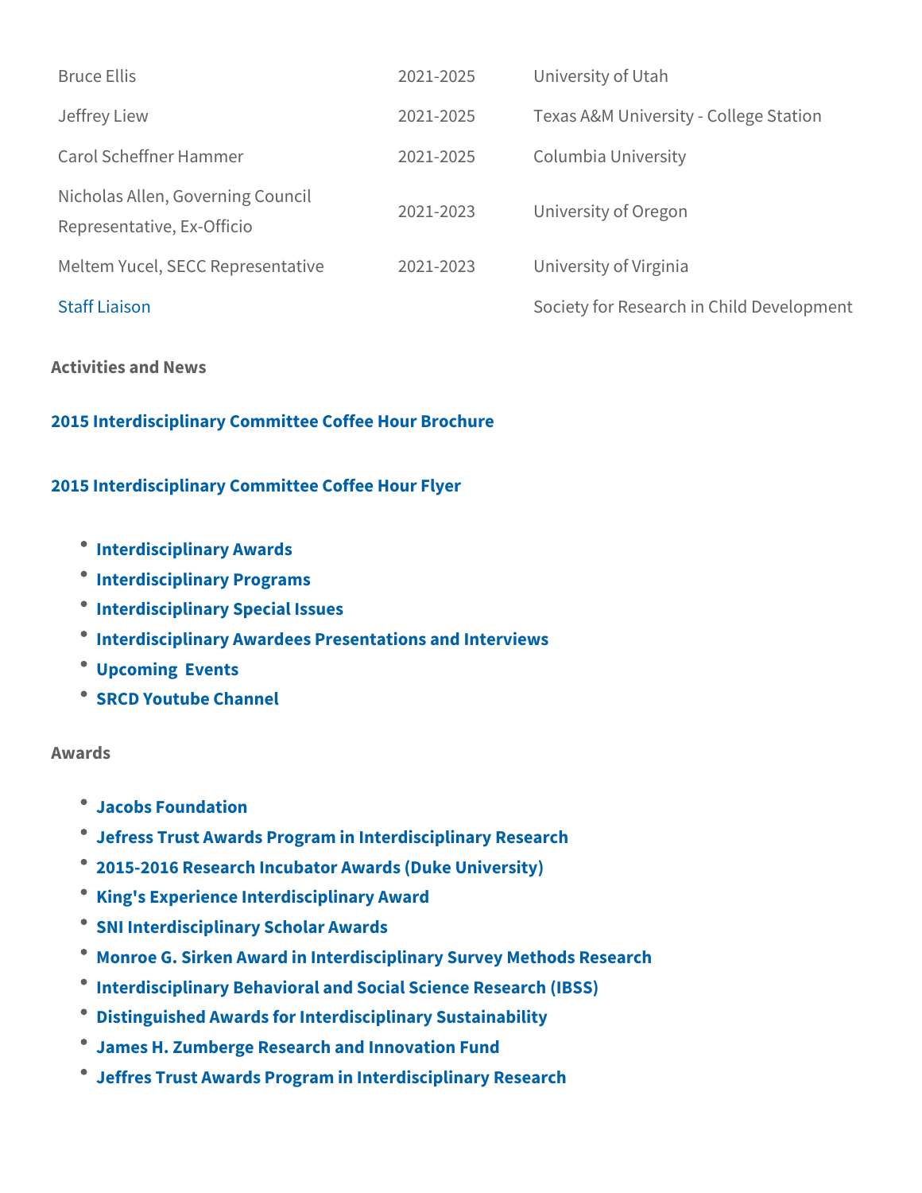| | | |
|---|---|---|
| Bruce Ellis | 2021-2025 | University of Utah |
| Jeffrey Liew | 2021-2025 | Texas A&M University - College Station |
| Carol Scheffner Hammer | 2021-2025 | Columbia University |
| Nicholas Allen, Governing Council Representative, Ex-Officio | 2021-2023 | University of Oregon |
| Meltem Yucel, SECC Representative | 2021-2023 | University of Virginia |
| Staff Liaison | | Society for Research in Child Development |

**Activities and News**

**2015 Interdisciplinary Committee Coffee Hour Brochure**

**2015 Interdisciplinary Committee Coffee Hour Flyer**

- **Interdisciplinary Awards**
- **Interdisciplinary Programs**
- **Interdisciplinary Special Issues**
- **Interdisciplinary Awardees Presentations and Interviews**
- **Upcoming Events**
- **SRCD Youtube Channel**

**Awards**

- **Jacobs Foundation**
- **Jefress Trust Awards Program in Interdisciplinary Research**
- **2015-2016 Research Incubator Awards (Duke University)**
- **King's Experience Interdisciplinary Award**
- **SNI Interdisciplinary Scholar Awards**
- **Monroe G. Sirken Award in Interdisciplinary Survey Methods Research**
- **Interdisciplinary Behavioral and Social Science Research (IBSS)**
- **Distinguished Awards for Interdisciplinary Sustainability**
- **James H. Zumberge Research and Innovation Fund**
- **Jeffres Trust Awards Program in Interdisciplinary Research**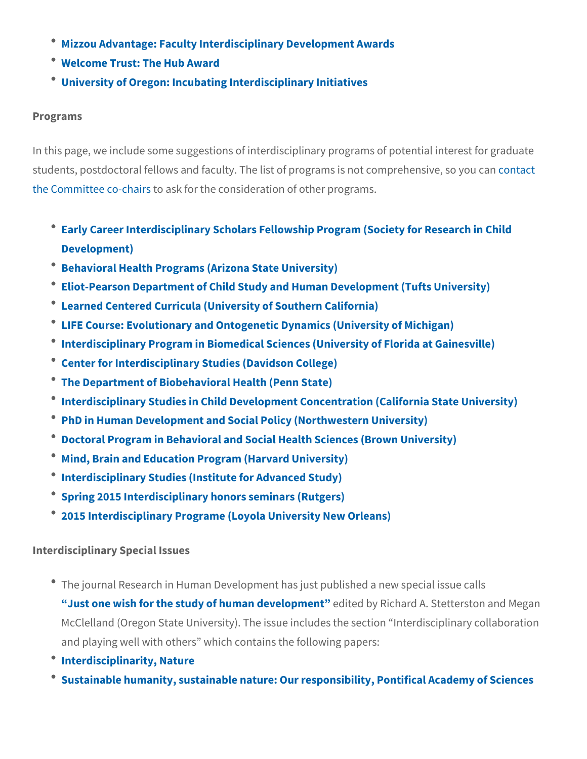- **Mizzou Advantage: Faculty Interdisciplinary Development Awards**
- **Welcome Trust: The Hub Award**
- **University of Oregon: Incubating Interdisciplinary Initiatives**

### Programs

In this page, we include some suggestions of interdisciplinary programs of potential interest for graduate students, postdoctoral fellows and faculty. The list of programs is not comprehensive, so you can contact the Committee co-chairs to ask for the consideration of other programs.

- **Early Career Interdisciplinary Scholars Fellowship Program (Society for Research in Child Development)**
- **Behavioral Health Programs (Arizona State University)**
- **Eliot-Pearson Department of Child Study and Human Development (Tufts University)**
- **Learned Centered Curricula (University of Southern California)**
- **LIFE Course: Evolutionary and Ontogenetic Dynamics (University of Michigan)**
- **Interdisciplinary Program in Biomedical Sciences (University of Florida at Gainesville)**
- **Center for Interdisciplinary Studies (Davidson College)**
- **The Department of Biobehavioral Health (Penn State)**
- **Interdisciplinary Studies in Child Development Concentration (California State University)**
- **PhD in Human Development and Social Policy (Northwestern University)**
- **Doctoral Program in Behavioral and Social Health Sciences (Brown University)**
- **Mind, Brain and Education Program (Harvard University)**
- **Interdisciplinary Studies (Institute for Advanced Study)**
- **Spring 2015 Interdisciplinary honors seminars (Rutgers)**
- **2015 Interdisciplinary Programe (Loyola University New Orleans)**

### Interdisciplinary Special Issues

- The journal Research in Human Development has just published a new special issue calls **"Just one wish for the study of human development"** edited by Richard A. Stetterston and Megan McClelland (Oregon State University). The issue includes the section "Interdisciplinary collaboration and playing well with others" which contains the following papers:
- **Interdisciplinarity, Nature**
- **Sustainable humanity, sustainable nature: Our responsibility, Pontifical Academy of Sciences**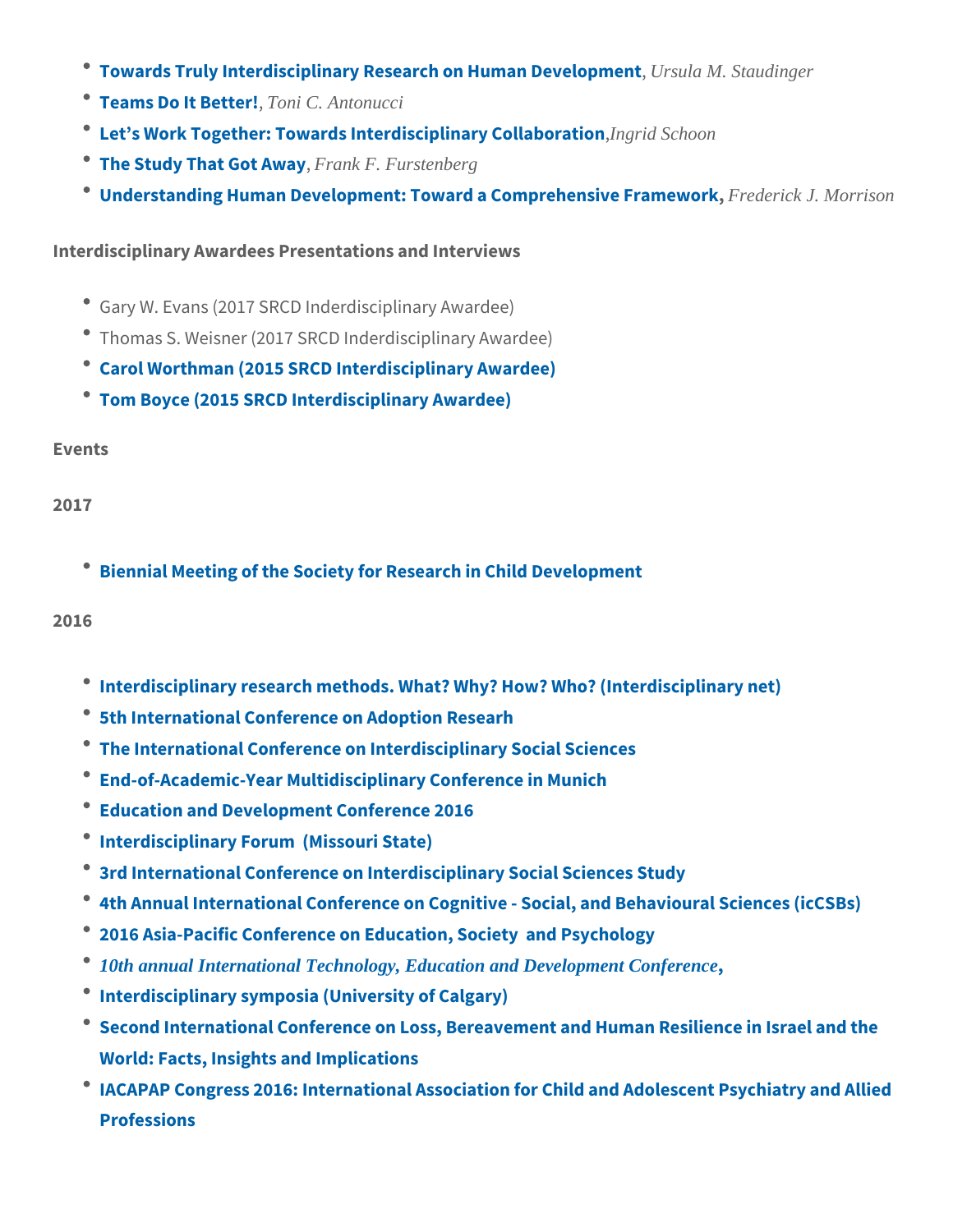- **Towards Truly Interdisciplinary Research on Human Development**, *Ursula M. Staudinger*
- **Teams Do It Better!**, *Toni C. Antonucci*
- **Let's Work Together: Towards Interdisciplinary Collaboration**,*Ingrid Schoon*
- **The Study That Got Away**, *Frank F. Furstenberg*
- **Understanding Human Development: Toward a Comprehensive Framework**, *Frederick J. Morrison*

Interdisciplinary Awardees Presentations and Interviews

- Gary W. Evans (2017 SRCD Inderdisciplinary Awardee)
- Thomas S. Weisner (2017 SRCD Inderdisciplinary Awardee)
- **Carol Worthman (2015 SRCD Interdisciplinary Awardee)**
- **Tom Boyce (2015 SRCD Interdisciplinary Awardee)**

Events

2017

- **Biennial Meeting of the Society for Research in Child Development**

2016

- **Interdisciplinary research methods. What? Why? How? Who? (Interdisciplinary net)**
- **5th International Conference on Adoption Researh**
- **The International Conference on Interdisciplinary Social Sciences**
- **End-of-Academic-Year Multidisciplinary Conference in Munich**
- **Education and Development Conference 2016**
- **Interdisciplinary Forum (Missouri State)**
- **3rd International Conference on Interdisciplinary Social Sciences Study**
- **4th Annual International Conference on Cognitive - Social, and Behavioural Sciences (icCSBs)**
- **2016 Asia-Pacific Conference on Education, Society and Psychology**
- *10th annual International Technology, Education and Development Conference*,
- **Interdisciplinary symposia (University of Calgary)**
- **Second International Conference on Loss, Bereavement and Human Resilience in Israel and the World: Facts, Insights and Implications**
- **IACAPAP Congress 2016: International Association for Child and Adolescent Psychiatry and Allied Professions**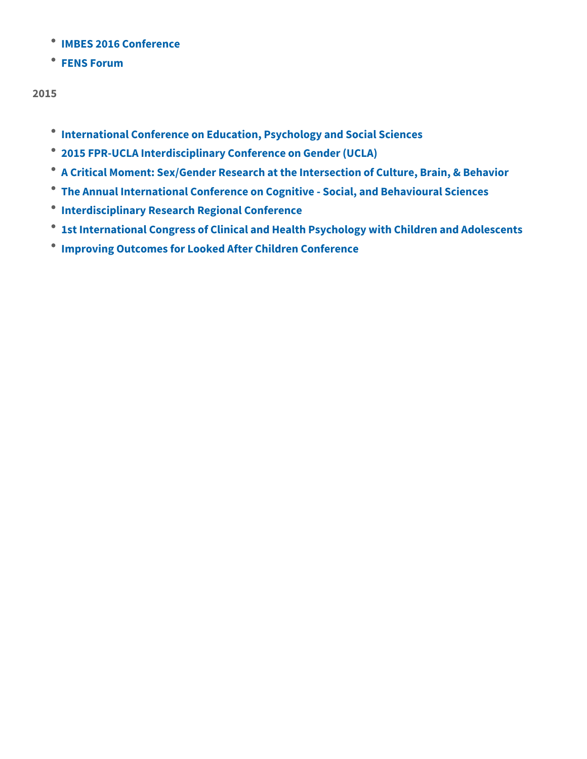- **IMBES 2016 Conference**
- **FENS Forum**

**2015**

- **International Conference on Education, Psychology and Social Sciences**
- **2015 FPR-UCLA Interdisciplinary Conference on Gender (UCLA)**
- **A Critical Moment: Sex/Gender Research at the Intersection of Culture, Brain, & Behavior**
- **The Annual International Conference on Cognitive - Social, and Behavioural Sciences**
- **Interdisciplinary Research Regional Conference**
- **1st International Congress of Clinical and Health Psychology with Children and Adolescents**
- **Improving Outcomes for Looked After Children Conference**